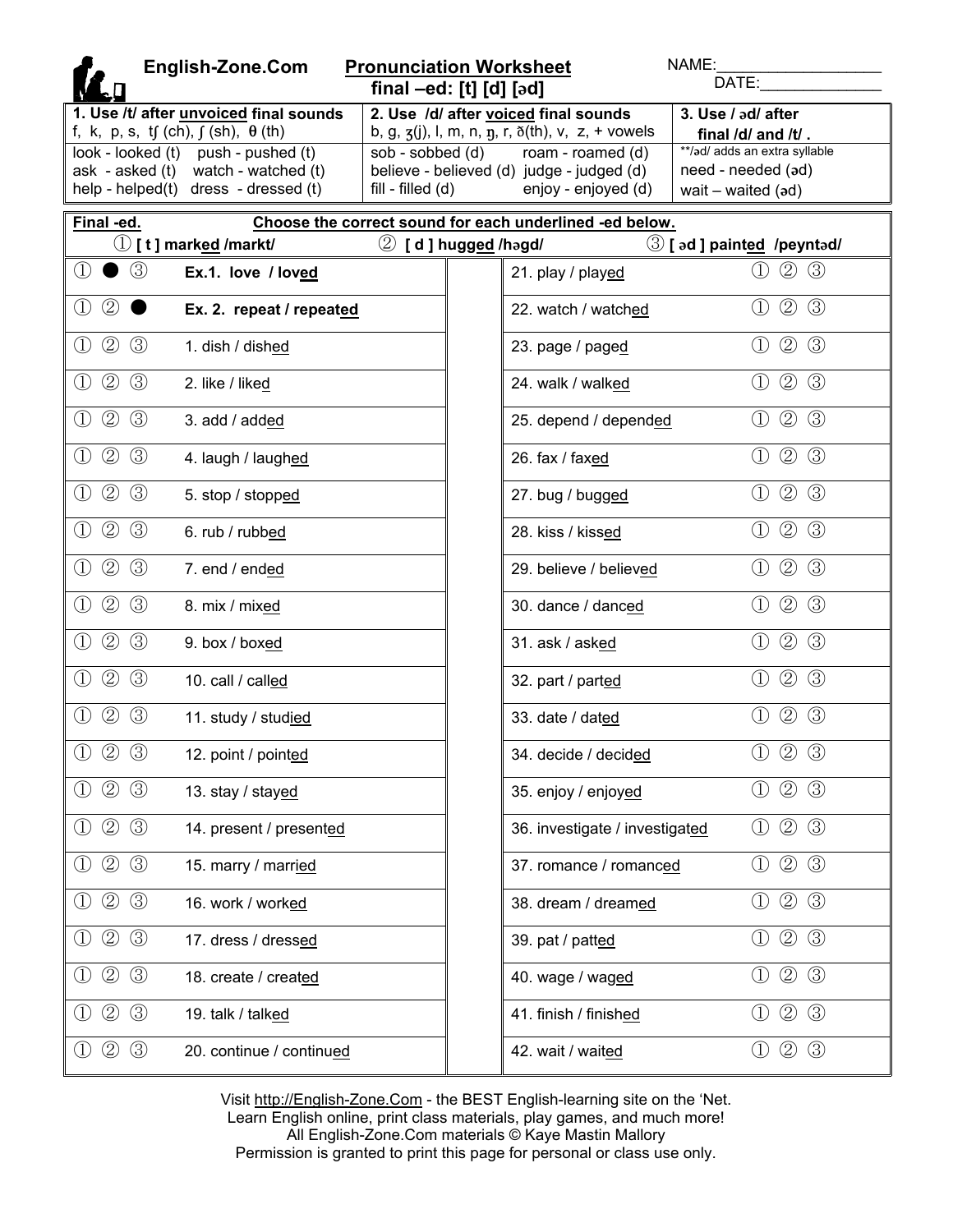English-Zone.Com

# Pronunciation Worksheet
## final –ed: [t] [d] [əd]

NAME:___________________
DATE:______________

| 1. Use /t/ after **unvoiced** final sounds f, k, p, s, tʃ (ch), ʃ (sh), θ (th) | 2. Use /d/ after **voiced** final sounds b, g, ʒ(j), l, m, n, ŋ, r, ð(th), v, z, + vowels | 3. Use / əd/ after final /d/ and /t/ . |
|---|---|---|
| look - looked (t)    push - pushed (t) | sob - sobbed (d)    roam - roamed (d) | **/əd/ adds an extra syllable |
| ask - asked (t)    watch - watched (t) | believe - believed (d)  judge - judged (d) | need - needed (əd) |
| help - helped(t)   dress - dressed (t) | fill - filled (d)    enjoy - enjoyed (d) | wait – waited (əd) |

**Final -ed.** **Choose the correct sound for each underlined -ed below.**

① [ t ] mark**ed** /markt/  ② [ d ] hugg**ed** /həgd/  ③ [ əd ] paint**ed** /peyntəd/

| Choice | Word | | Word | Choice |
|---|---|---|---|---|
| ① ● ③ | **Ex.1. love / loved** | | 21. play / played | ① ② ③ |
| ① ② ● | **Ex. 2. repeat / repeated** | | 22. watch / watched | ① ② ③ |
| ① ② ③ | 1. dish / dished | | 23. page / paged | ① ② ③ |
| ① ② ③ | 2. like / liked | | 24. walk / walked | ① ② ③ |
| ① ② ③ | 3. add / added | | 25. depend / depended | ① ② ③ |
| ① ② ③ | 4. laugh / laughed | | 26. fax / faxed | ① ② ③ |
| ① ② ③ | 5. stop / stopped | | 27. bug / bugged | ① ② ③ |
| ① ② ③ | 6. rub / rubbed | | 28. kiss / kissed | ① ② ③ |
| ① ② ③ | 7. end / ended | | 29. believe / believed | ① ② ③ |
| ① ② ③ | 8. mix / mixed | | 30. dance / danced | ① ② ③ |
| ① ② ③ | 9. box / boxed | | 31. ask / asked | ① ② ③ |
| ① ② ③ | 10. call / called | | 32. part / parted | ① ② ③ |
| ① ② ③ | 11. study / studied | | 33. date / dated | ① ② ③ |
| ① ② ③ | 12. point / pointed | | 34. decide / decided | ① ② ③ |
| ① ② ③ | 13. stay / stayed | | 35. enjoy / enjoyed | ① ② ③ |
| ① ② ③ | 14. present / presented | | 36. investigate / investigated | ① ② ③ |
| ① ② ③ | 15. marry / married | | 37. romance / romanced | ① ② ③ |
| ① ② ③ | 16. work / worked | | 38. dream / dreamed | ① ② ③ |
| ① ② ③ | 17. dress / dressed | | 39. pat / patted | ① ② ③ |
| ① ② ③ | 18. create / created | | 40. wage / waged | ① ② ③ |
| ① ② ③ | 19. talk / talked | | 41. finish / finished | ① ② ③ |
| ① ② ③ | 20. continue / continued | | 42. wait / waited | ① ② ③ |

Visit http://English-Zone.Com - the BEST English-learning site on the 'Net.
Learn English online, print class materials, play games, and much more!
All English-Zone.Com materials © Kaye Mastin Mallory
Permission is granted to print this page for personal or class use only.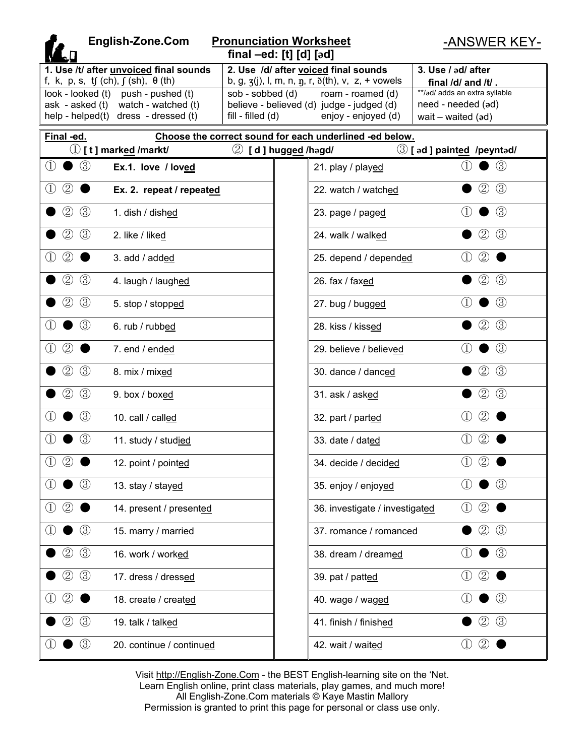**English-Zone.Com** **Pronunciation Worksheet** **-ANSWER KEY-**

**final –ed: [t] [d] [əd]**

| 1. Use /t/ after unvoiced final sounds f, k, p, s, tʃ (ch), ʃ (sh), θ (th) | 2. Use /d/ after voiced final sounds b, g, ʒ(j), l, m, n, ŋ, r, ð(th), v, z, + vowels | 3. Use / əd/ after final /d/ and /t/ . |
|---|---|---|
| look - looked (t) push - pushed (t) | sob - sobbed (d) roam - roamed (d) | **/əd/ adds an extra syllable |
| ask - asked (t) watch - watched (t) | believe - believed (d) judge - judged (d) | need - needed (əd) |
| help - helped(t) dress - dressed (t) | fill - filled (d) enjoy - enjoyed (d) | wait – waited (əd) |

**Final -ed.** **Choose the correct sound for each underlined -ed below.**

① [ t ] marked /markt/ ② [ d ] hugged /həgd/ ③ [ əd ] painted /peyntəd/

| Answer | Word | Word | Answer |
|---|---|---|---|
| ① ● ③ | **Ex.1. love / loved** | 21. play / played | ① ● ③ |
| ① ② ● | **Ex. 2. repeat / repeated** | 22. watch / watched | ● ② ③ |
| ● ② ③ | 1. dish / dished | 23. page / paged | ① ● ③ |
| ● ② ③ | 2. like / liked | 24. walk / walked | ● ② ③ |
| ① ② ● | 3. add / added | 25. depend / depended | ① ② ● |
| ● ② ③ | 4. laugh / laughed | 26. fax / faxed | ● ② ③ |
| ● ② ③ | 5. stop / stopped | 27. bug / bugged | ① ● ③ |
| ① ● ③ | 6. rub / rubbed | 28. kiss / kissed | ● ② ③ |
| ① ② ● | 7. end / ended | 29. believe / believed | ① ● ③ |
| ● ② ③ | 8. mix / mixed | 30. dance / danced | ● ② ③ |
| ● ② ③ | 9. box / boxed | 31. ask / asked | ● ② ③ |
| ① ● ③ | 10. call / called | 32. part / parted | ① ② ● |
| ① ● ③ | 11. study / studied | 33. date / dated | ① ② ● |
| ① ② ● | 12. point / pointed | 34. decide / decided | ① ② ● |
| ① ● ③ | 13. stay / stayed | 35. enjoy / enjoyed | ① ● ③ |
| ① ② ● | 14. present / presented | 36. investigate / investigated | ① ② ● |
| ① ● ③ | 15. marry / married | 37. romance / romanced | ● ② ③ |
| ● ② ③ | 16. work / worked | 38. dream / dreamed | ① ● ③ |
| ● ② ③ | 17. dress / dressed | 39. pat / patted | ① ② ● |
| ① ② ● | 18. create / created | 40. wage / waged | ① ● ③ |
| ● ② ③ | 19. talk / talked | 41. finish / finished | ● ② ③ |
| ① ● ③ | 20. continue / continued | 42. wait / waited | ① ② ● |

Visit http://English-Zone.Com - the BEST English-learning site on the 'Net.
Learn English online, print class materials, play games, and much more!
All English-Zone.Com materials © Kaye Mastin Mallory
Permission is granted to print this page for personal or class use only.